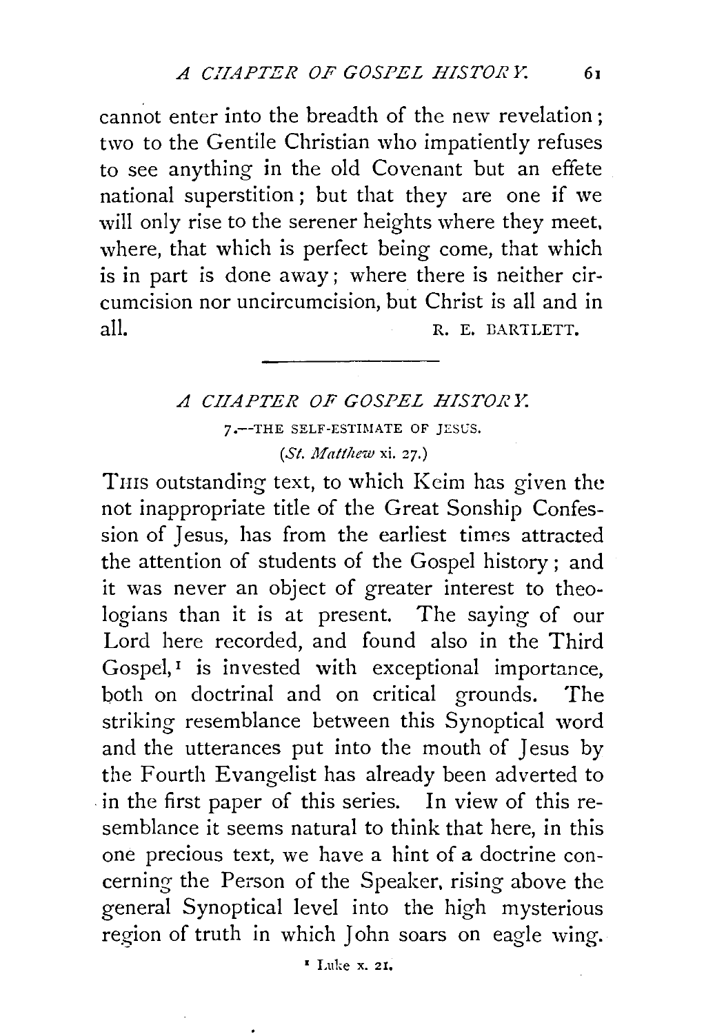cannot enter into the breadth of the new revelation; two to the Gentile Christian who impatiently refuses to see anything in the old Covenant but an effete national superstition; but that they are one if we will only rise to the serener heights where they meet, where, that which is perfect being come, that which is in part is done away; where there is neither circumcision nor uncircumcision, but Christ is all and in all.

R. E. BARTLETT.

---

## *A CHAPTER OF GOSPEL HISTORY.*

### 7.—THE SELF-ESTIMATE OF JESUS.

(*St. Matthew* xi. 27.)

THIS outstanding text, to which Keim has given the not inappropriate title of the Great Sonship Confession of Jesus, has from the earliest times attracted the attention of students of the Gospel history; and it was never an object of greater interest to theologians than it is at present. The saying of our Lord here recorded, and found also in the Third Gospel,[1] is invested with exceptional importance, both on doctrinal and on critical grounds. The striking resemblance between this Synoptical word and the utterances put into the mouth of Jesus by the Fourth Evangelist has already been adverted to in the first paper of this series. In view of this resemblance it seems natural to think that here, in this one precious text, we have a hint of a doctrine concerning the Person of the Speaker, rising above the general Synoptical level into the high mysterious region of truth in which John soars on eagle wing.

[1] Luke x. 21.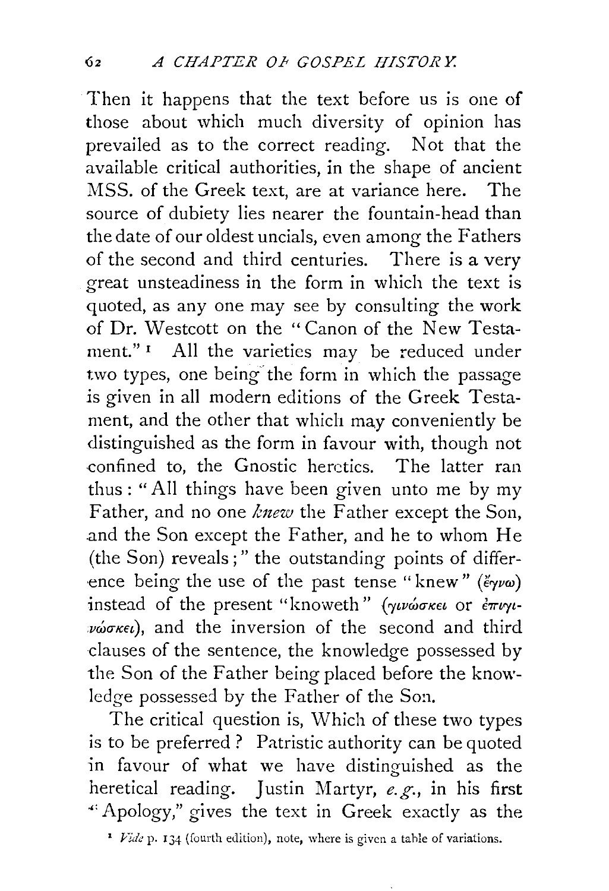Then it happens that the text before us is one of those about which much diversity of opinion has prevailed as to the correct reading. Not that the available critical authorities, in the shape of ancient MSS. of the Greek text, are at variance here. The source of dubiety lies nearer the fountain-head than the date of our oldest uncials, even among the Fathers of the second and third centuries. There is a very great unsteadiness in the form in which the text is quoted, as any one may see by consulting the work of Dr. Westcott on the "Canon of the New Testament."[1] All the varieties may be reduced under two types, one being the form in which the passage is given in all modern editions of the Greek Testament, and the other that which may conveniently be distinguished as the form in favour with, though not confined to, the Gnostic heretics. The latter ran thus: "All things have been given unto me by my Father, and no one *knew* the Father except the Son, and the Son except the Father, and he to whom He (the Son) reveals;" the outstanding points of difference being the use of the past tense "knew" (ἔγνω) instead of the present "knoweth" (γινώσκει or ἐπιγινώσκει), and the inversion of the second and third clauses of the sentence, the knowledge possessed by the Son of the Father being placed before the knowledge possessed by the Father of the Son.

The critical question is, Which of these two types is to be preferred? Patristic authority can be quoted in favour of what we have distinguished as the heretical reading. Justin Martyr, *e.g.*, in his first "Apology," gives the text in Greek exactly as the

[1] *Vide* p. 134 (fourth edition), note, where is given a table of variations.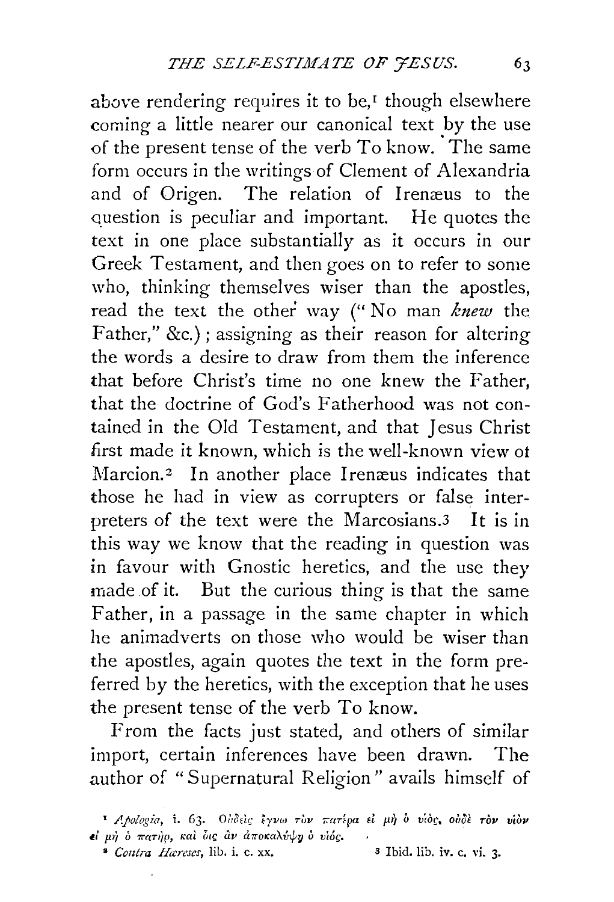above rendering requires it to be,[1] though elsewhere coming a little nearer our canonical text by the use of the present tense of the verb To know. The same form occurs in the writings of Clement of Alexandria and of Origen. The relation of Irenæus to the question is peculiar and important. He quotes the text in one place substantially as it occurs in our Greek Testament, and then goes on to refer to some who, thinking themselves wiser than the apostles, read the text the other way ("No man *knew* the Father," &c.); assigning as their reason for altering the words a desire to draw from them the inference that before Christ's time no one knew the Father, that the doctrine of God's Fatherhood was not contained in the Old Testament, and that Jesus Christ first made it known, which is the well-known view of Marcion.[2] In another place Irenæus indicates that those he had in view as corrupters or false interpreters of the text were the Marcosians.[3] It is in this way we know that the reading in question was in favour with Gnostic heretics, and the use they made of it. But the curious thing is that the same Father, in a passage in the same chapter in which he animadverts on those who would be wiser than the apostles, again quotes the text in the form preferred by the heretics, with the exception that he uses the present tense of the verb To know.

From the facts just stated, and others of similar import, certain inferences have been drawn. The author of "Supernatural Religion" avails himself of

[1] *Apologia*, i. 63. Οὐδεὶς ἔγνω τὸν πατέρα εἰ μὴ ὁ υἱός, οὐδὲ τὸν υἱὸν εἰ μὴ ὁ πατήρ, καὶ οἷς ἂν ἀποκαλύψῃ ὁ υἱός.

[2] *Contra Hæreses*, lib. i. c. xx.

[3] Ibid. lib. iv. c. vi. 3.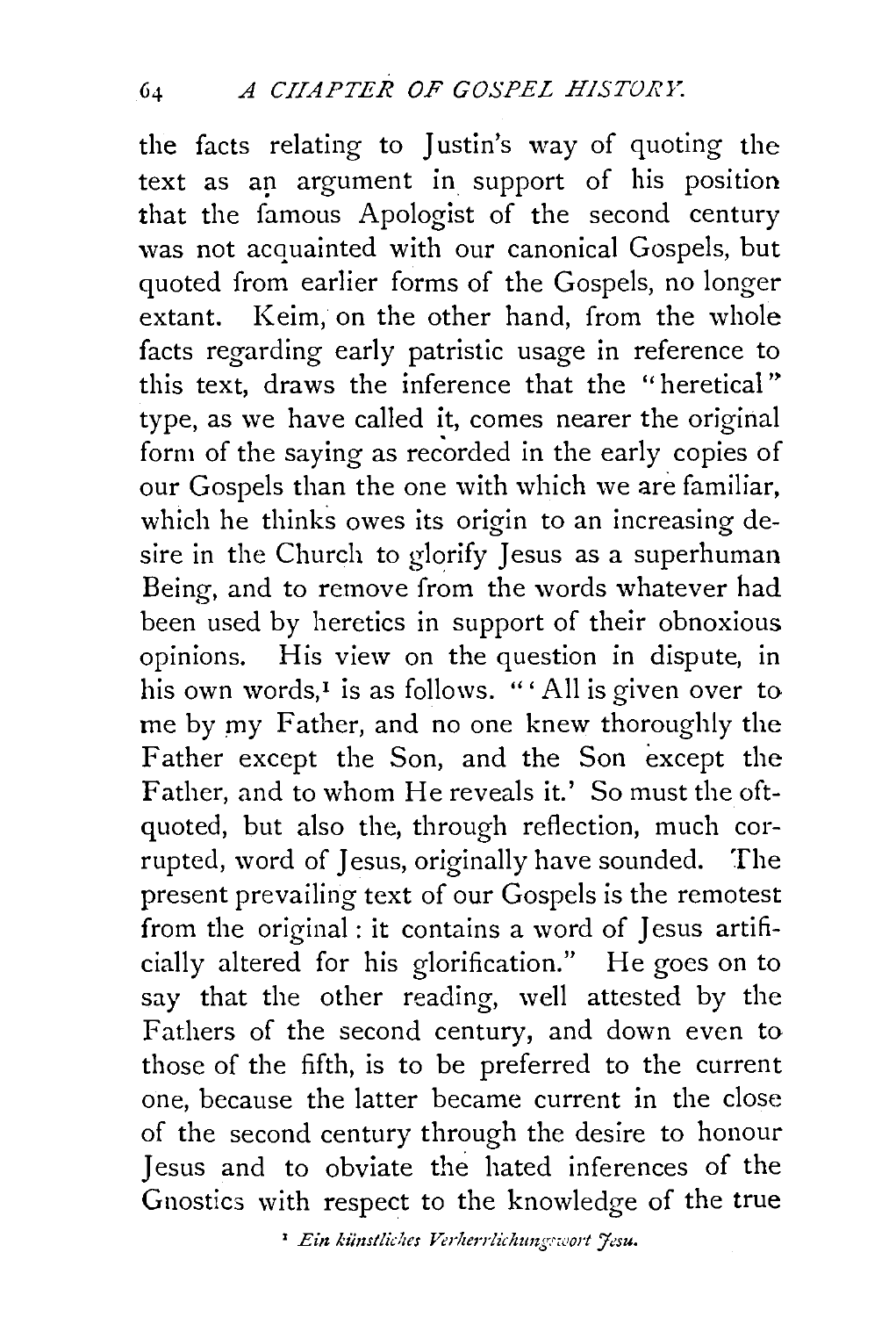the facts relating to Justin's way of quoting the text as an argument in support of his position that the famous Apologist of the second century was not acquainted with our canonical Gospels, but quoted from earlier forms of the Gospels, no longer extant. Keim, on the other hand, from the whole facts regarding early patristic usage in reference to this text, draws the inference that the "heretical" type, as we have called it, comes nearer the original form of the saying as recorded in the early copies of our Gospels than the one with which we are familiar, which he thinks owes its origin to an increasing desire in the Church to glorify Jesus as a superhuman Being, and to remove from the words whatever had been used by heretics in support of their obnoxious opinions. His view on the question in dispute, in his own words,[1] is as follows. "'All is given over to me by my Father, and no one knew thoroughly the Father except the Son, and the Son except the Father, and to whom He reveals it.' So must the oft-quoted, but also the, through reflection, much corrupted, word of Jesus, originally have sounded. The present prevailing text of our Gospels is the remotest from the original: it contains a word of Jesus artificially altered for his glorification." He goes on to say that the other reading, well attested by the Fathers of the second century, and down even to those of the fifth, is to be preferred to the current one, because the latter became current in the close of the second century through the desire to honour Jesus and to obviate the hated inferences of the Gnostics with respect to the knowledge of the true

[1] *Ein künstliches Verherrlichungswort Jesu.*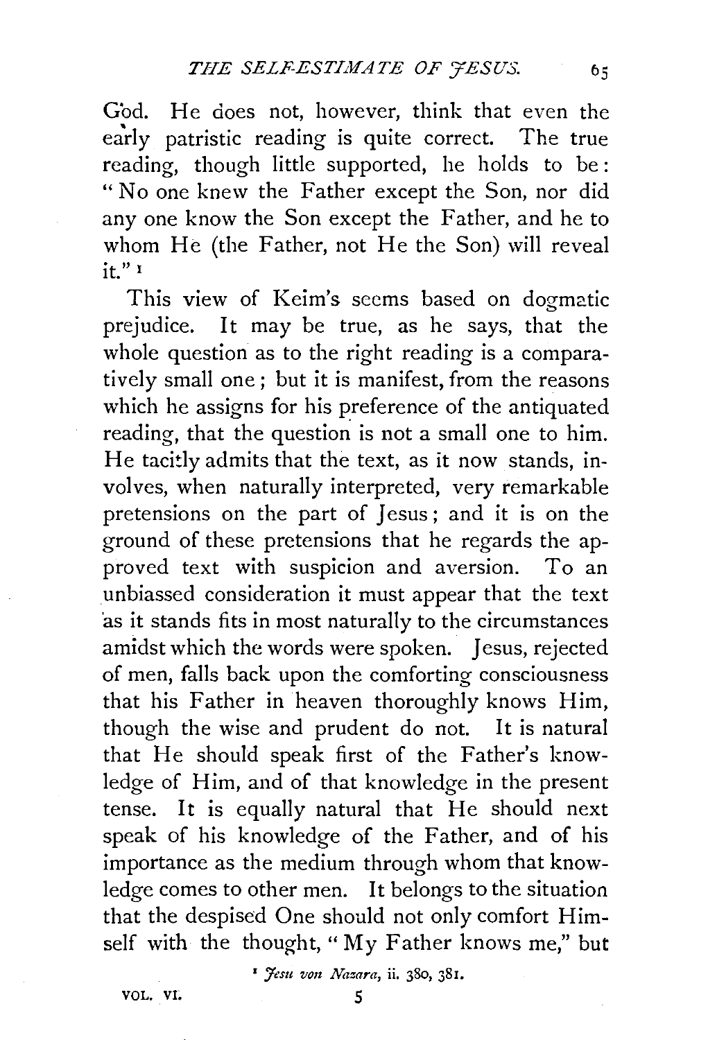God. He does not, however, think that even the early patristic reading is quite correct. The true reading, though little supported, he holds to be: "No one knew the Father except the Son, nor did any one know the Son except the Father, and he to whom He (the Father, not He the Son) will reveal it."[1]

This view of Keim's seems based on dogmatic prejudice. It may be true, as he says, that the whole question as to the right reading is a comparatively small one; but it is manifest, from the reasons which he assigns for his preference of the antiquated reading, that the question is not a small one to him. He tacitly admits that the text, as it now stands, involves, when naturally interpreted, very remarkable pretensions on the part of Jesus; and it is on the ground of these pretensions that he regards the approved text with suspicion and aversion. To an unbiassed consideration it must appear that the text as it stands fits in most naturally to the circumstances amidst which the words were spoken. Jesus, rejected of men, falls back upon the comforting consciousness that his Father in heaven thoroughly knows Him, though the wise and prudent do not. It is natural that He should speak first of the Father's knowledge of Him, and of that knowledge in the present tense. It is equally natural that He should next speak of his knowledge of the Father, and of his importance as the medium through whom that knowledge comes to other men. It belongs to the situation that the despised One should not only comfort Himself with the thought, "My Father knows me," but

[1] *Jesu von Nazara*, ii. 380, 381.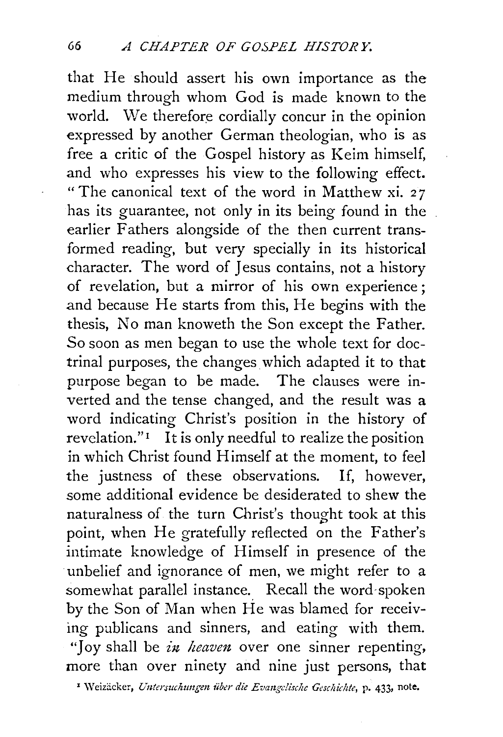that He should assert his own importance as the medium through whom God is made known to the world. We therefore cordially concur in the opinion expressed by another German theologian, who is as free a critic of the Gospel history as Keim himself, and who expresses his view to the following effect. "The canonical text of the word in Matthew xi. 27 has its guarantee, not only in its being found in the earlier Fathers alongside of the then current transformed reading, but very specially in its historical character. The word of Jesus contains, not a history of revelation, but a mirror of his own experience; and because He starts from this, He begins with the thesis, No man knoweth the Son except the Father. So soon as men began to use the whole text for doctrinal purposes, the changes which adapted it to that purpose began to be made. The clauses were inverted and the tense changed, and the result was a word indicating Christ's position in the history of revelation."[1] It is only needful to realize the position in which Christ found Himself at the moment, to feel the justness of these observations. If, however, some additional evidence be desiderated to shew the naturalness of the turn Christ's thought took at this point, when He gratefully reflected on the Father's intimate knowledge of Himself in presence of the unbelief and ignorance of men, we might refer to a somewhat parallel instance. Recall the word spoken by the Son of Man when He was blamed for receiving publicans and sinners, and eating with them. "Joy shall be *in heaven* over one sinner repenting, more than over ninety and nine just persons, that

[1] Weizäcker, *Untersuchungen über die Evangelische Geschichte*, p. 433, note.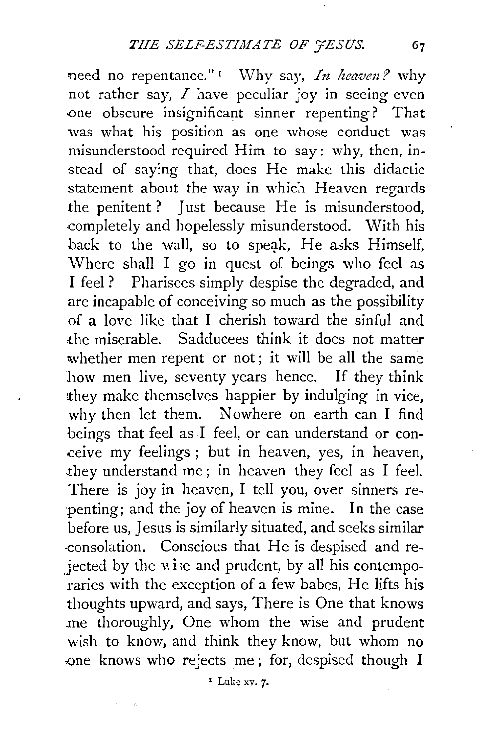need no repentance."[1] Why say, *In heaven?* why not rather say, *I* have peculiar joy in seeing even one obscure insignificant sinner repenting? That was what his position as one whose conduct was misunderstood required Him to say: why, then, instead of saying that, does He make this didactic statement about the way in which Heaven regards the penitent? Just because He is misunderstood, completely and hopelessly misunderstood. With his back to the wall, so to speak, He asks Himself, Where shall I go in quest of beings who feel as I feel? Pharisees simply despise the degraded, and are incapable of conceiving so much as the possibility of a love like that I cherish toward the sinful and the miserable. Sadducees think it does not matter whether men repent or not; it will be all the same how men live, seventy years hence. If they think they make themselves happier by indulging in vice, why then let them. Nowhere on earth can I find beings that feel as I feel, or can understand or conceive my feelings; but in heaven, yes, in heaven, they understand me; in heaven they feel as I feel. There is joy in heaven, I tell you, over sinners repenting; and the joy of heaven is mine. In the case before us, Jesus is similarly situated, and seeks similar consolation. Conscious that He is despised and rejected by the wise and prudent, by all his contemporaries with the exception of a few babes, He lifts his thoughts upward, and says, There is One that knows me thoroughly, One whom the wise and prudent wish to know, and think they know, but whom no one knows who rejects me; for, despised though I

[1] Luke xv. 7.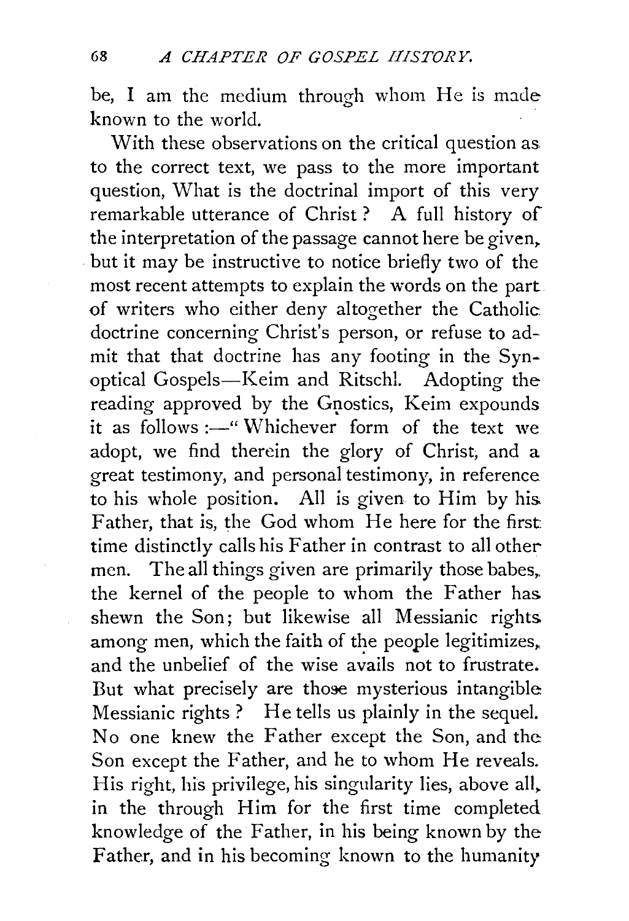be, I am the medium through whom He is made known to the world.

With these observations on the critical question as to the correct text, we pass to the more important question, What is the doctrinal import of this very remarkable utterance of Christ? A full history of the interpretation of the passage cannot here be given, but it may be instructive to notice briefly two of the most recent attempts to explain the words on the part of writers who either deny altogether the Catholic doctrine concerning Christ's person, or refuse to admit that that doctrine has any footing in the Synoptical Gospels—Keim and Ritschl. Adopting the reading approved by the Gnostics, Keim expounds it as follows:—"Whichever form of the text we adopt, we find therein the glory of Christ, and a great testimony, and personal testimony, in reference to his whole position. All is given to Him by his Father, that is, the God whom He here for the first time distinctly calls his Father in contrast to all other men. The all things given are primarily those babes, the kernel of the people to whom the Father has shewn the Son; but likewise all Messianic rights among men, which the faith of the people legitimizes, and the unbelief of the wise avails not to frustrate. But what precisely are those mysterious intangible Messianic rights? He tells us plainly in the sequel. No one knew the Father except the Son, and the Son except the Father, and he to whom He reveals. His right, his privilege, his singularity lies, above all, in the through Him for the first time completed knowledge of the Father, in his being known by the Father, and in his becoming known to the humanity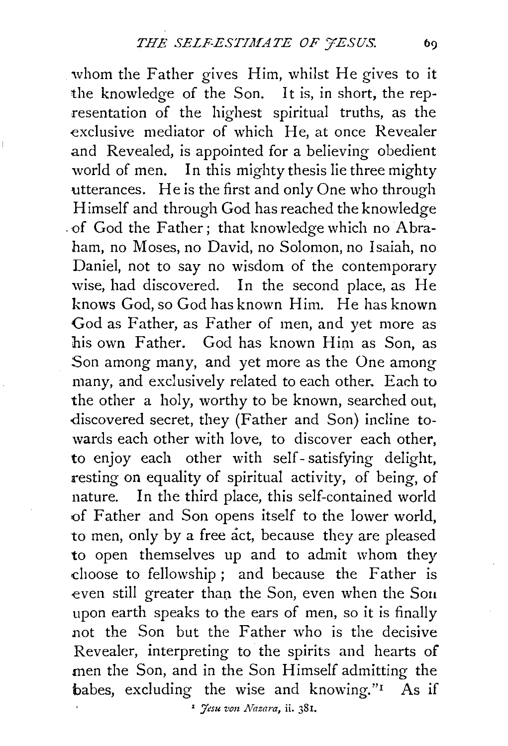whom the Father gives Him, whilst He gives to it the knowledge of the Son. It is, in short, the representation of the highest spiritual truths, as the exclusive mediator of which He, at once Revealer and Revealed, is appointed for a believing obedient world of men. In this mighty thesis lie three mighty utterances. He is the first and only One who through Himself and through God has reached the knowledge of God the Father; that knowledge which no Abraham, no Moses, no David, no Solomon, no Isaiah, no Daniel, not to say no wisdom of the contemporary wise, had discovered. In the second place, as He knows God, so God has known Him. He has known God as Father, as Father of men, and yet more as his own Father. God has known Him as Son, as Son among many, and yet more as the One among many, and exclusively related to each other. Each to the other a holy, worthy to be known, searched out, discovered secret, they (Father and Son) incline towards each other with love, to discover each other, to enjoy each other with self-satisfying delight, resting on equality of spiritual activity, of being, of nature. In the third place, this self-contained world of Father and Son opens itself to the lower world, to men, only by a free act, because they are pleased to open themselves up and to admit whom they choose to fellowship; and because the Father is even still greater than the Son, even when the Son upon earth speaks to the ears of men, so it is finally not the Son but the Father who is the decisive Revealer, interpreting to the spirits and hearts of men the Son, and in the Son Himself admitting the babes, excluding the wise and knowing."[1] As if

[1] *Jesu von Nazara*, ii. 381.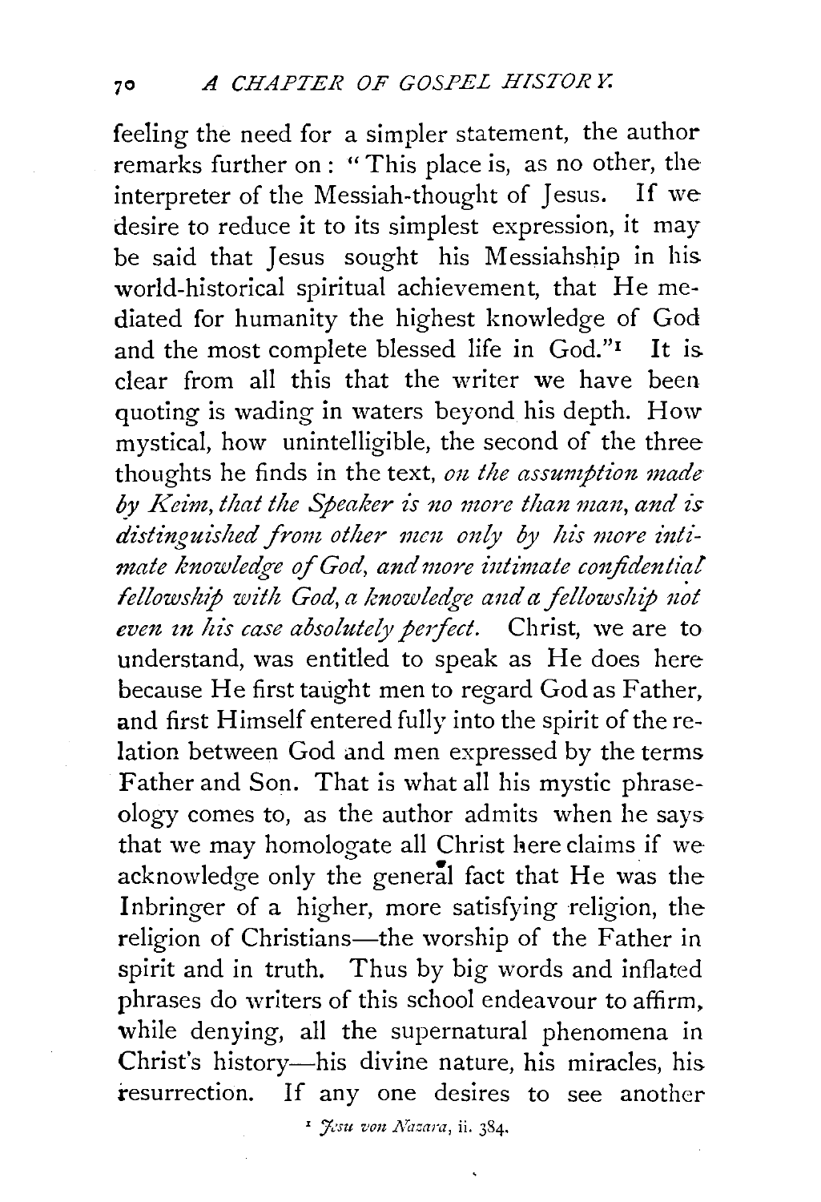feeling the need for a simpler statement, the author remarks further on: "This place is, as no other, the interpreter of the Messiah-thought of Jesus. If we desire to reduce it to its simplest expression, it may be said that Jesus sought his Messiahship in his world-historical spiritual achievement, that He mediated for humanity the highest knowledge of God and the most complete blessed life in God."[1] It is clear from all this that the writer we have been quoting is wading in waters beyond his depth. How mystical, how unintelligible, the second of the three thoughts he finds in the text, *on the assumption made by Keim, that the Speaker is no more than man, and is distinguished from other men only by his more intimate knowledge of God, and more intimate confidential fellowship with God, a knowledge and a fellowship not even in his case absolutely perfect.* Christ, we are to understand, was entitled to speak as He does here because He first taught men to regard God as Father, and first Himself entered fully into the spirit of the relation between God and men expressed by the terms Father and Son. That is what all his mystic phraseology comes to, as the author admits when he says that we may homologate all Christ here claims if we acknowledge only the general fact that He was the Inbringer of a higher, more satisfying religion, the religion of Christians—the worship of the Father in spirit and in truth. Thus by big words and inflated phrases do writers of this school endeavour to affirm, while denying, all the supernatural phenomena in Christ's history—his divine nature, his miracles, his resurrection. If any one desires to see another

[1] *Jesu von Nazara*, ii. 384.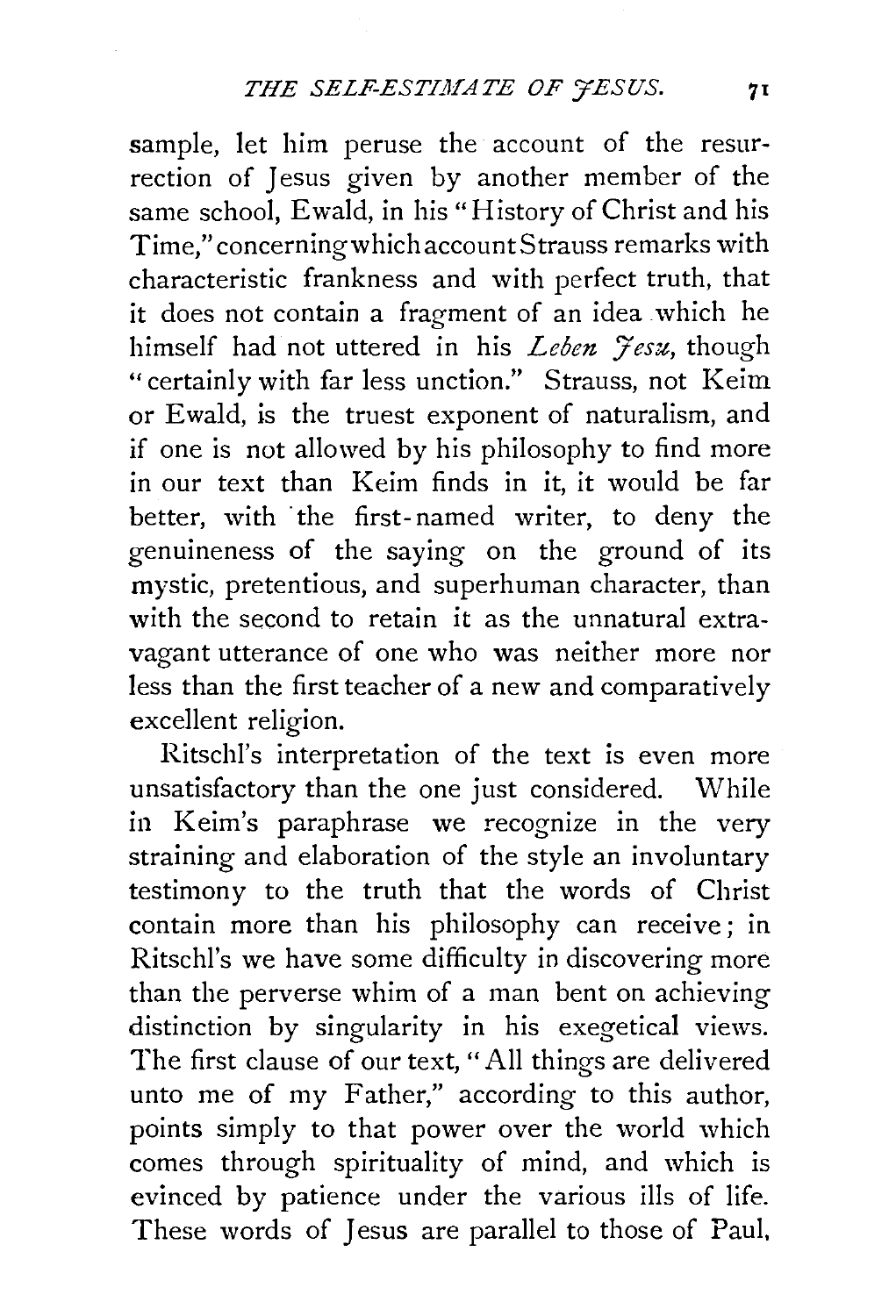sample, let him peruse the account of the resurrection of Jesus given by another member of the same school, Ewald, in his "History of Christ and his Time," concerning which account Strauss remarks with characteristic frankness and with perfect truth, that it does not contain a fragment of an idea which he himself had not uttered in his *Leben Jesu*, though "certainly with far less unction." Strauss, not Keim or Ewald, is the truest exponent of naturalism, and if one is not allowed by his philosophy to find more in our text than Keim finds in it, it would be far better, with the first-named writer, to deny the genuineness of the saying on the ground of its mystic, pretentious, and superhuman character, than with the second to retain it as the unnatural extravagant utterance of one who was neither more nor less than the first teacher of a new and comparatively excellent religion.

Ritschl's interpretation of the text is even more unsatisfactory than the one just considered. While in Keim's paraphrase we recognize in the very straining and elaboration of the style an involuntary testimony to the truth that the words of Christ contain more than his philosophy can receive; in Ritschl's we have some difficulty in discovering more than the perverse whim of a man bent on achieving distinction by singularity in his exegetical views. The first clause of our text, "All things are delivered unto me of my Father," according to this author, points simply to that power over the world which comes through spirituality of mind, and which is evinced by patience under the various ills of life. These words of Jesus are parallel to those of Paul,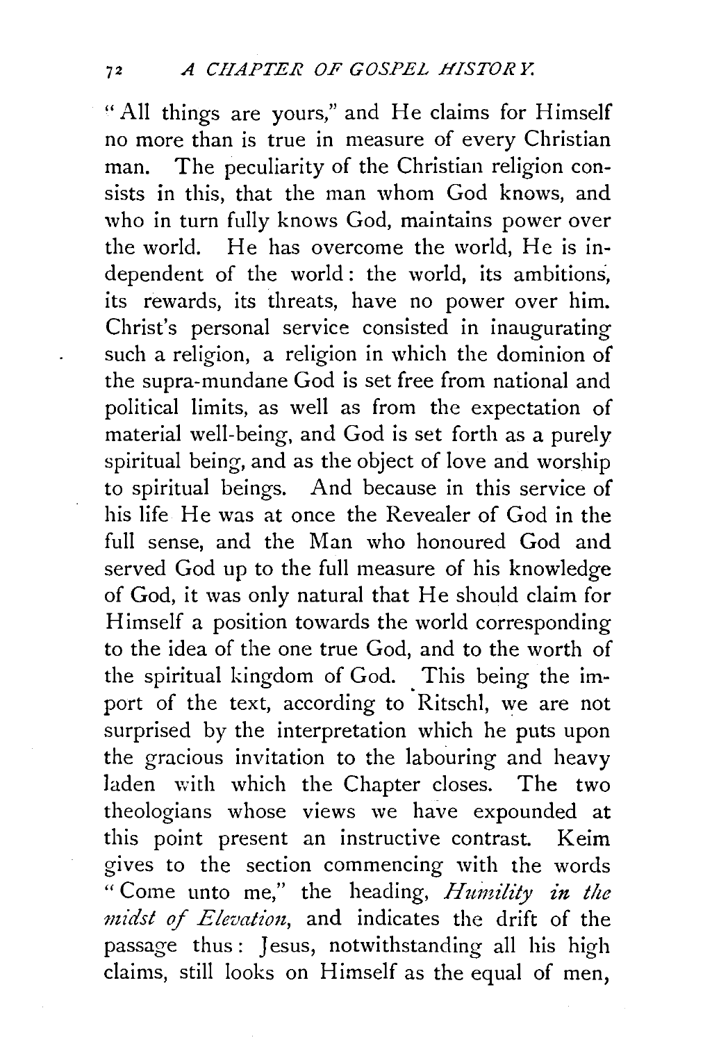"All things are yours," and He claims for Himself no more than is true in measure of every Christian man. The peculiarity of the Christian religion consists in this, that the man whom God knows, and who in turn fully knows God, maintains power over the world. He has overcome the world, He is independent of the world: the world, its ambitions, its rewards, its threats, have no power over him. Christ's personal service consisted in inaugurating such a religion, a religion in which the dominion of the supra-mundane God is set free from national and political limits, as well as from the expectation of material well-being, and God is set forth as a purely spiritual being, and as the object of love and worship to spiritual beings. And because in this service of his life He was at once the Revealer of God in the full sense, and the Man who honoured God and served God up to the full measure of his knowledge of God, it was only natural that He should claim for Himself a position towards the world corresponding to the idea of the one true God, and to the worth of the spiritual kingdom of God. This being the import of the text, according to Ritschl, we are not surprised by the interpretation which he puts upon the gracious invitation to the labouring and heavy laden with which the Chapter closes. The two theologians whose views we have expounded at this point present an instructive contrast. Keim gives to the section commencing with the words "Come unto me," the heading, *Humility in the midst of Elevation*, and indicates the drift of the passage thus: Jesus, notwithstanding all his high claims, still looks on Himself as the equal of men,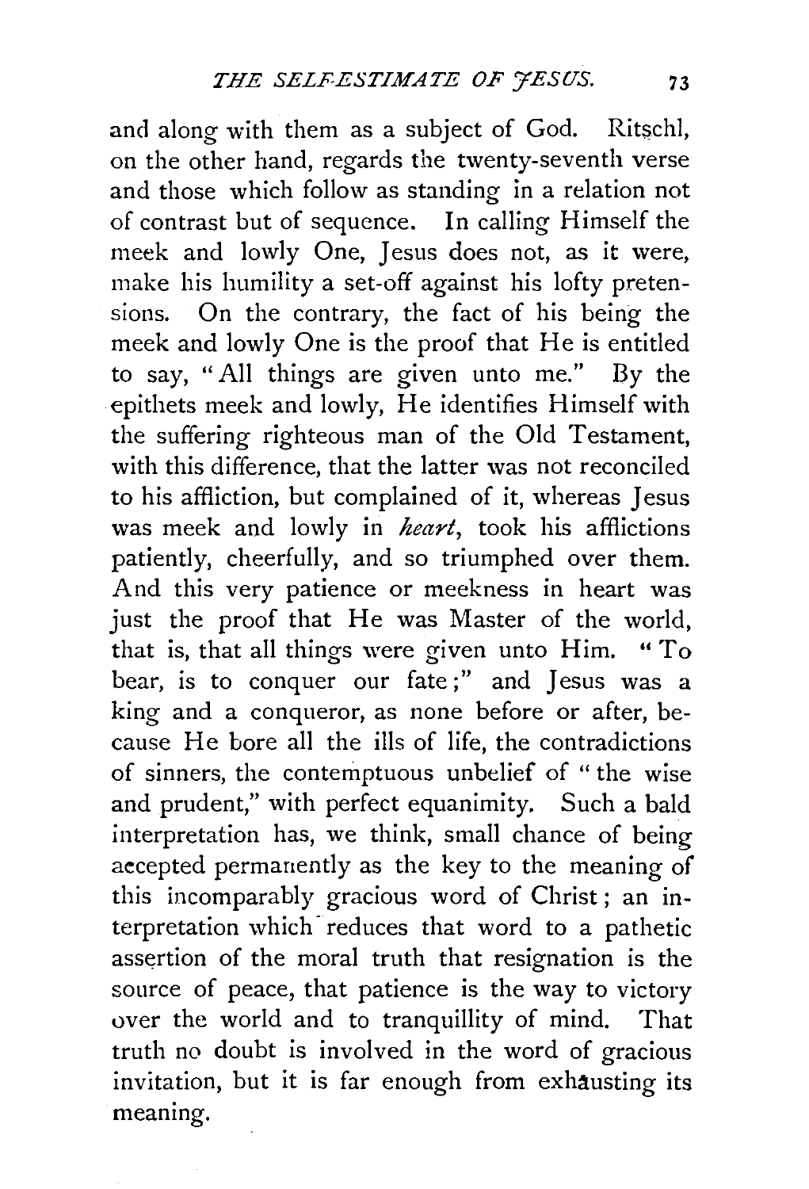and along with them as a subject of God. Ritschl, on the other hand, regards the twenty-seventh verse and those which follow as standing in a relation not of contrast but of sequence. In calling Himself the meek and lowly One, Jesus does not, as it were, make his humility a set-off against his lofty pretensions. On the contrary, the fact of his being the meek and lowly One is the proof that He is entitled to say, "All things are given unto me." By the epithets meek and lowly, He identifies Himself with the suffering righteous man of the Old Testament, with this difference, that the latter was not reconciled to his affliction, but complained of it, whereas Jesus was meek and lowly in *heart*, took his afflictions patiently, cheerfully, and so triumphed over them. And this very patience or meekness in heart was just the proof that He was Master of the world, that is, that all things were given unto Him. "To bear, is to conquer our fate;" and Jesus was a king and a conqueror, as none before or after, because He bore all the ills of life, the contradictions of sinners, the contemptuous unbelief of "the wise and prudent," with perfect equanimity. Such a bald interpretation has, we think, small chance of being accepted permanently as the key to the meaning of this incomparably gracious word of Christ; an interpretation which reduces that word to a pathetic assertion of the moral truth that resignation is the source of peace, that patience is the way to victory over the world and to tranquillity of mind. That truth no doubt is involved in the word of gracious invitation, but it is far enough from exhausting its meaning.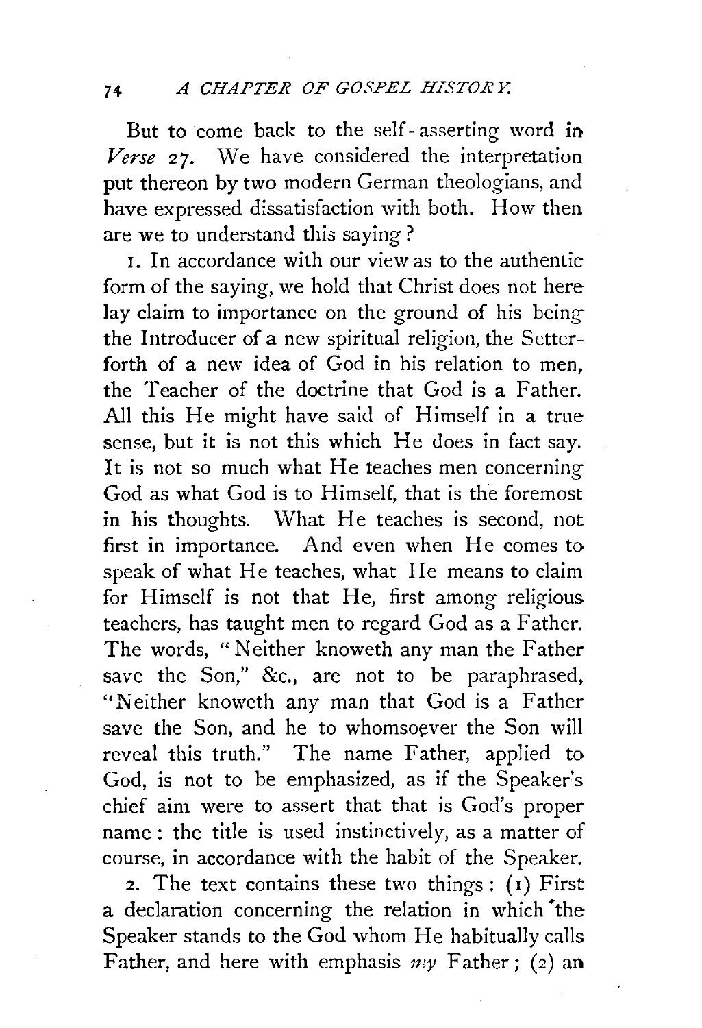But to come back to the self-asserting word in *Verse* 27. We have considered the interpretation put thereon by two modern German theologians, and have expressed dissatisfaction with both. How then are we to understand this saying?

1. In accordance with our view as to the authentic form of the saying, we hold that Christ does not here lay claim to importance on the ground of his being the Introducer of a new spiritual religion, the Setter-forth of a new idea of God in his relation to men, the Teacher of the doctrine that God is a Father. All this He might have said of Himself in a true sense, but it is not this which He does in fact say. It is not so much what He teaches men concerning God as what God is to Himself, that is the foremost in his thoughts. What He teaches is second, not first in importance. And even when He comes to speak of what He teaches, what He means to claim for Himself is not that He, first among religious teachers, has taught men to regard God as a Father. The words, "Neither knoweth any man the Father save the Son," &c., are not to be paraphrased, "Neither knoweth any man that God is a Father save the Son, and he to whomsoever the Son will reveal this truth." The name Father, applied to God, is not to be emphasized, as if the Speaker's chief aim were to assert that that is God's proper name: the title is used instinctively, as a matter of course, in accordance with the habit of the Speaker.

2. The text contains these two things: (1) First a declaration concerning the relation in which the Speaker stands to the God whom He habitually calls Father, and here with emphasis *my* Father; (2) an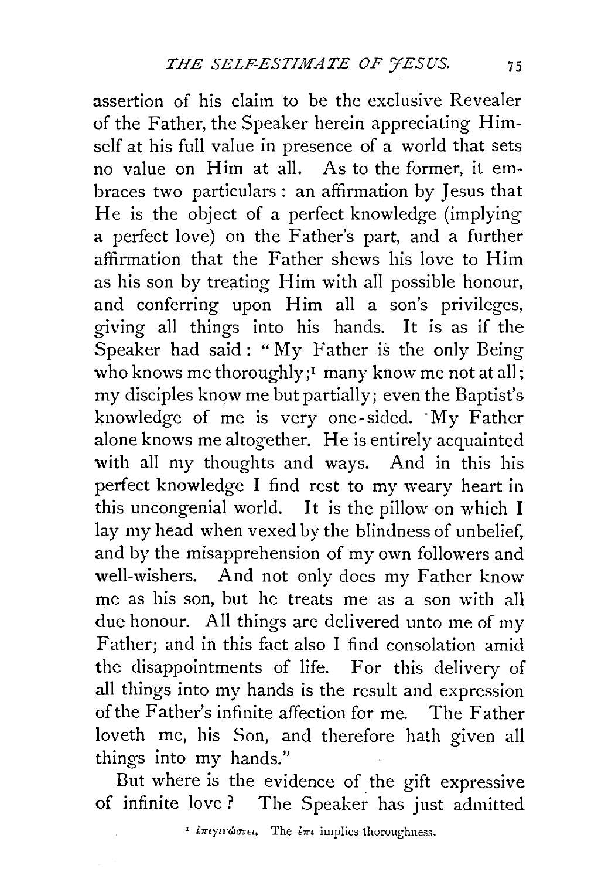assertion of his claim to be the exclusive Revealer of the Father, the Speaker herein appreciating Himself at his full value in presence of a world that sets no value on Him at all. As to the former, it embraces two particulars: an affirmation by Jesus that He is the object of a perfect knowledge (implying a perfect love) on the Father's part, and a further affirmation that the Father shews his love to Him as his son by treating Him with all possible honour, and conferring upon Him all a son's privileges, giving all things into his hands. It is as if the Speaker had said: "My Father is the only Being who knows me thoroughly;[1] many know me not at all; my disciples know me but partially; even the Baptist's knowledge of me is very one-sided. My Father alone knows me altogether. He is entirely acquainted with all my thoughts and ways. And in this his perfect knowledge I find rest to my weary heart in this uncongenial world. It is the pillow on which I lay my head when vexed by the blindness of unbelief, and by the misapprehension of my own followers and well-wishers. And not only does my Father know me as his son, but he treats me as a son with all due honour. All things are delivered unto me of my Father; and in this fact also I find consolation amid the disappointments of life. For this delivery of all things into my hands is the result and expression of the Father's infinite affection for me. The Father loveth me, his Son, and therefore hath given all things into my hands."

But where is the evidence of the gift expressive of infinite love? The Speaker has just admitted

[1] ἐπιγινώσκει. The ἐπι implies thoroughness.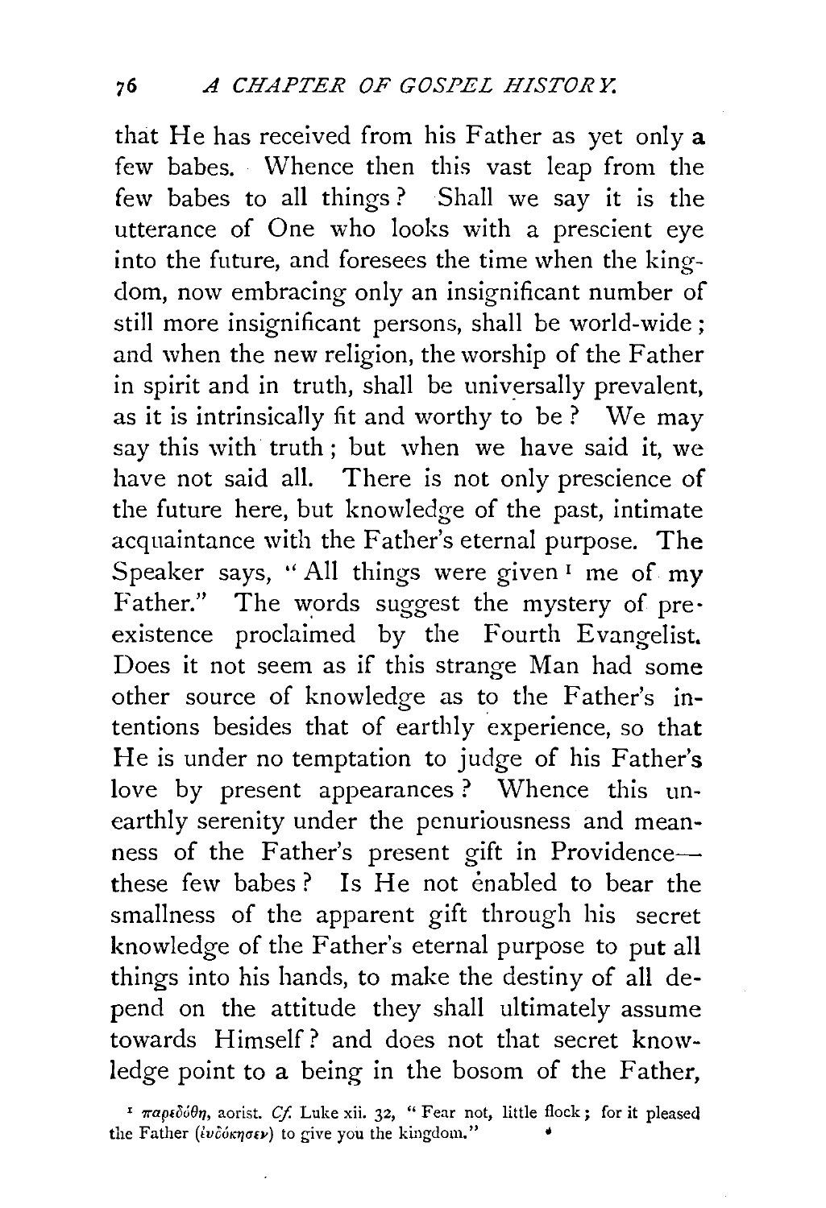that He has received from his Father as yet only a few babes. Whence then this vast leap from the few babes to all things? Shall we say it is the utterance of One who looks with a prescient eye into the future, and foresees the time when the kingdom, now embracing only an insignificant number of still more insignificant persons, shall be world-wide; and when the new religion, the worship of the Father in spirit and in truth, shall be universally prevalent, as it is intrinsically fit and worthy to be? We may say this with truth; but when we have said it, we have not said all. There is not only prescience of the future here, but knowledge of the past, intimate acquaintance with the Father's eternal purpose. The Speaker says, "All things were given [1] me of my Father." The words suggest the mystery of preexistence proclaimed by the Fourth Evangelist. Does it not seem as if this strange Man had some other source of knowledge as to the Father's intentions besides that of earthly experience, so that He is under no temptation to judge of his Father's love by present appearances? Whence this unearthly serenity under the penuriousness and meanness of the Father's present gift in Providence—these few babes? Is He not enabled to bear the smallness of the apparent gift through his secret knowledge of the Father's eternal purpose to put all things into his hands, to make the destiny of all depend on the attitude they shall ultimately assume towards Himself? and does not that secret knowledge point to a being in the bosom of the Father,

[1] παρεδόθη, aorist. *Cf.* Luke xii. 32, "Fear not, little flock; for it pleased the Father (εὐδόκησεν) to give you the kingdom."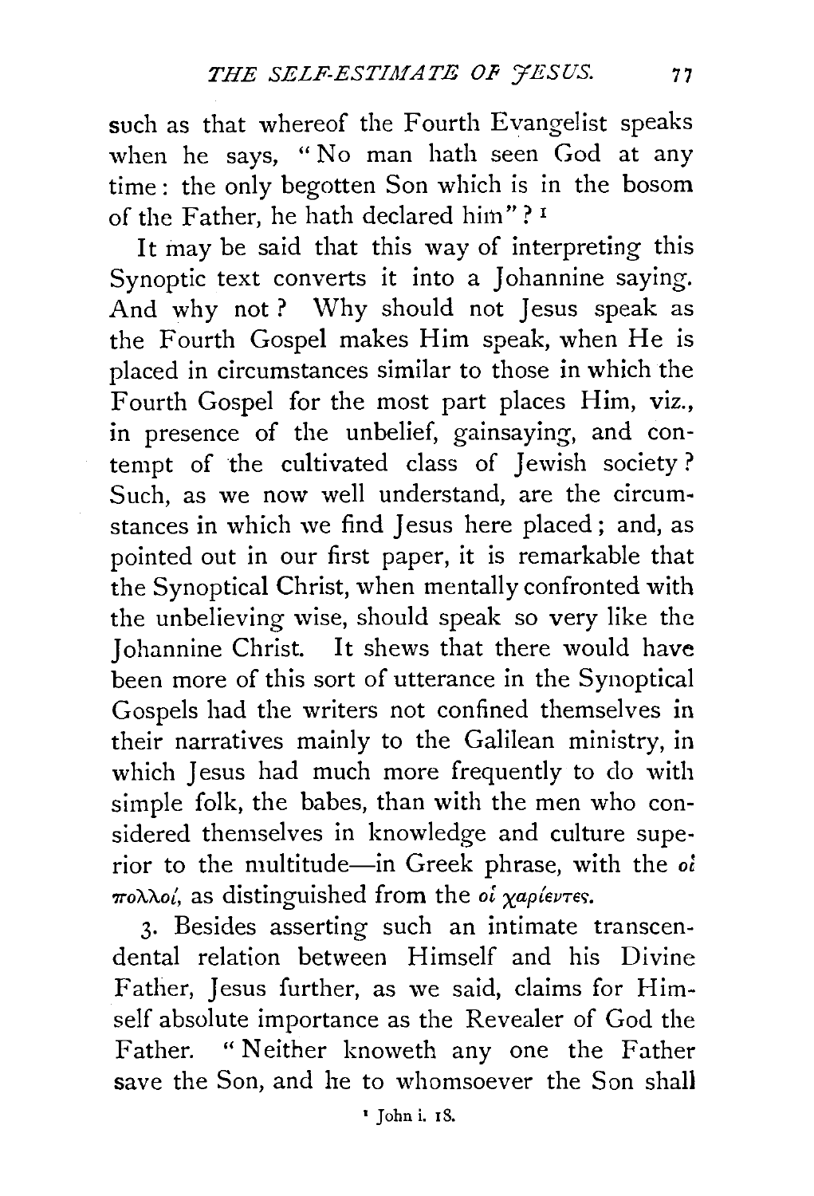such as that whereof the Fourth Evangelist speaks when he says, "No man hath seen God at any time: the only begotten Son which is in the bosom of the Father, he hath declared him"? [1]

It may be said that this way of interpreting this Synoptic text converts it into a Johannine saying. And why not? Why should not Jesus speak as the Fourth Gospel makes Him speak, when He is placed in circumstances similar to those in which the Fourth Gospel for the most part places Him, viz., in presence of the unbelief, gainsaying, and contempt of the cultivated class of Jewish society? Such, as we now well understand, are the circumstances in which we find Jesus here placed; and, as pointed out in our first paper, it is remarkable that the Synoptical Christ, when mentally confronted with the unbelieving wise, should speak so very like the Johannine Christ. It shews that there would have been more of this sort of utterance in the Synoptical Gospels had the writers not confined themselves in their narratives mainly to the Galilean ministry, in which Jesus had much more frequently to do with simple folk, the babes, than with the men who considered themselves in knowledge and culture superior to the multitude—in Greek phrase, with the *οἱ πολλοί*, as distinguished from the *οἱ χαρίεντες*.

3. Besides asserting such an intimate transcendental relation between Himself and his Divine Father, Jesus further, as we said, claims for Himself absolute importance as the Revealer of God the Father. "Neither knoweth any one the Father save the Son, and he to whomsoever the Son shall

[1] John i. 18.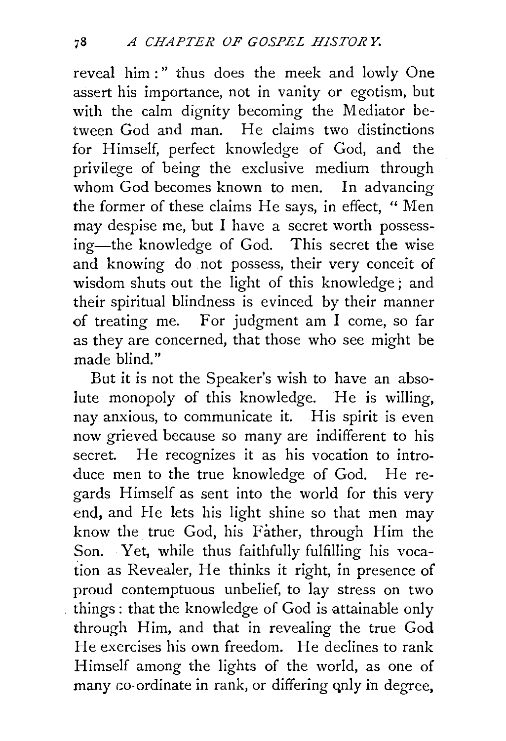reveal him:" thus does the meek and lowly One assert his importance, not in vanity or egotism, but with the calm dignity becoming the Mediator between God and man. He claims two distinctions for Himself, perfect knowledge of God, and the privilege of being the exclusive medium through whom God becomes known to men. In advancing the former of these claims He says, in effect, "Men may despise me, but I have a secret worth possessing—the knowledge of God. This secret the wise and knowing do not possess, their very conceit of wisdom shuts out the light of this knowledge; and their spiritual blindness is evinced by their manner of treating me. For judgment am I come, so far as they are concerned, that those who see might be made blind."

But it is not the Speaker's wish to have an absolute monopoly of this knowledge. He is willing, nay anxious, to communicate it. His spirit is even now grieved because so many are indifferent to his secret. He recognizes it as his vocation to introduce men to the true knowledge of God. He regards Himself as sent into the world for this very end, and He lets his light shine so that men may know the true God, his Father, through Him the Son. Yet, while thus faithfully fulfilling his vocation as Revealer, He thinks it right, in presence of proud contemptuous unbelief, to lay stress on two things: that the knowledge of God is attainable only through Him, and that in revealing the true God He exercises his own freedom. He declines to rank Himself among the lights of the world, as one of many co-ordinate in rank, or differing only in degree,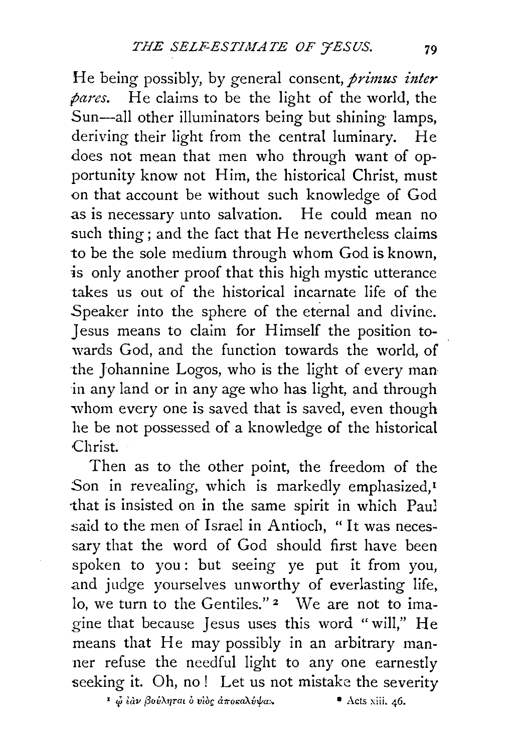He being possibly, by general consent, *primus inter pares*. He claims to be the light of the world, the Sun—all other illuminators being but shining lamps, deriving their light from the central luminary. He does not mean that men who through want of opportunity know not Him, the historical Christ, must on that account be without such knowledge of God as is necessary unto salvation. He could mean no such thing; and the fact that He nevertheless claims to be the sole medium through whom God is known, is only another proof that this high mystic utterance takes us out of the historical incarnate life of the Speaker into the sphere of the eternal and divine. Jesus means to claim for Himself the position towards God, and the function towards the world, of the Johannine Logos, who is the light of every man in any land or in any age who has light, and through whom every one is saved that is saved, even though he be not possessed of a knowledge of the historical Christ.

Then as to the other point, the freedom of the Son in revealing, which is markedly emphasized,[1] that is insisted on in the same spirit in which Paul said to the men of Israel in Antioch, "It was necessary that the word of God should first have been spoken to you: but seeing ye put it from you, and judge yourselves unworthy of everlasting life, lo, we turn to the Gentiles."[2] We are not to imagine that because Jesus uses this word "will," He means that He may possibly in an arbitrary manner refuse the needful light to any one earnestly seeking it. Oh, no! Let us not mistake the severity

[1] ᾧ ἐὰν βούληται ὁ υἱὸς ἀποκαλύψαι.

[2] Acts xiii. 46.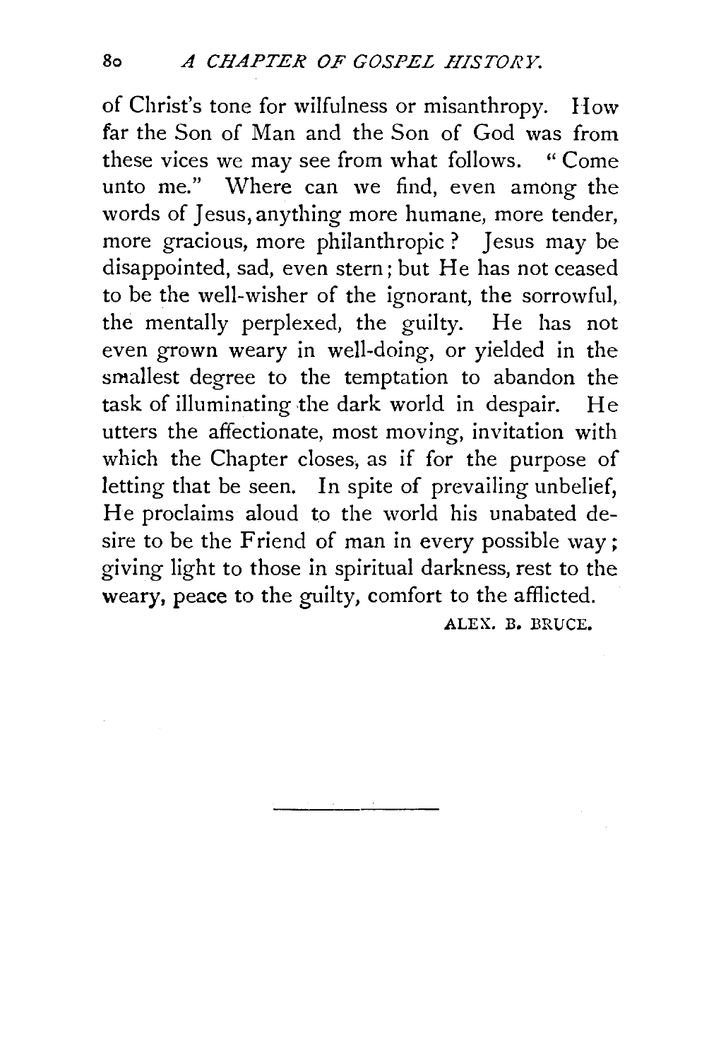of Christ's tone for wilfulness or misanthropy. How far the Son of Man and the Son of God was from these vices we may see from what follows. "Come unto me." Where can we find, even among the words of Jesus, anything more humane, more tender, more gracious, more philanthropic? Jesus may be disappointed, sad, even stern; but He has not ceased to be the well-wisher of the ignorant, the sorrowful, the mentally perplexed, the guilty. He has not even grown weary in well-doing, or yielded in the smallest degree to the temptation to abandon the task of illuminating the dark world in despair. He utters the affectionate, most moving, invitation with which the Chapter closes, as if for the purpose of letting that be seen. In spite of prevailing unbelief, He proclaims aloud to the world his unabated desire to be the Friend of man in every possible way; giving light to those in spiritual darkness, rest to the weary, peace to the guilty, comfort to the afflicted.

ALEX. B. BRUCE.

---